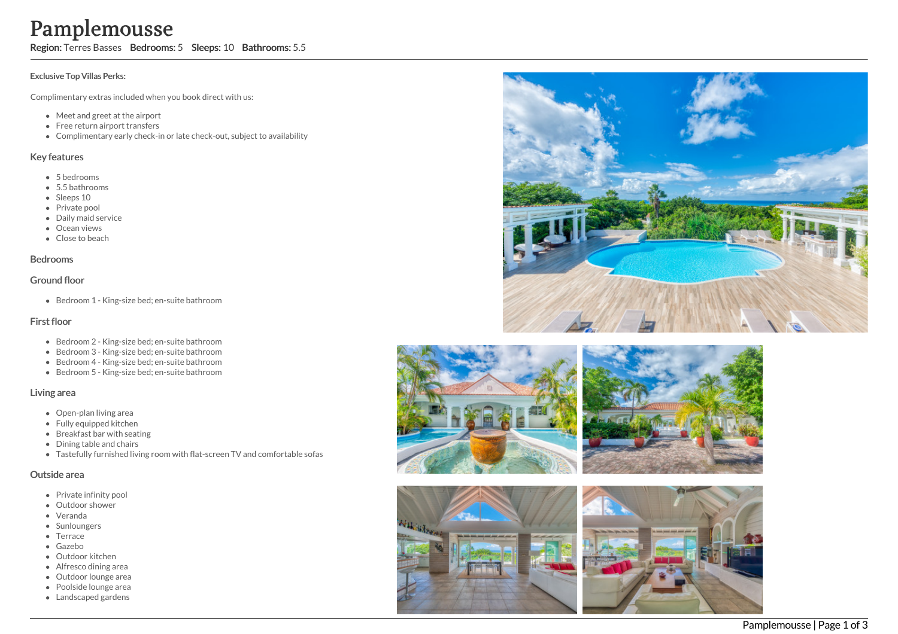# Pamplemousse

**Region:** Terres Basses **Bedrooms:** 5 **Sleeps:** 10 **Bathrooms:** 5.5

**Exclusive Top Villas Perks:**

Complimentary extras included when you book direct with us:

- Meet and greet at the airport
- Free return airport transfers
- Complimentary early check-in or late check-out, subject to availability

## Key features

- 5 bedrooms
- 5.5 bathrooms
- Sleeps 10
- Private pool
- Daily maid service
- Ocean views
- Close to beach

## Bedrooms

## Ground floor

- Bedroom 1 - King-size bed; en-suite bathroom

## First floor

- Bedroom 2 - King-size bed; en-suite bathroom
- Bedroom 3 - King-size bed; en-suite bathroom
- Bedroom 4 - King-size bed; en-suite bathroom
- Bedroom 5 - King-size bed; en-suite bathroom

## Living area

- Open-plan living area
- Fully equipped kitchen
- Breakfast bar with seating
- Dining table and chairs
- Tastefully furnished living room with flat-screen TV and comfortable sofas

## Outside area

- Private infinity pool
- Outdoor shower
- Veranda
- Sunloungers
- Terrace
- Gazebo
- Outdoor kitchen
- Alfresco dining area
- Outdoor lounge area
- Poolside lounge area
- Landscaped gardens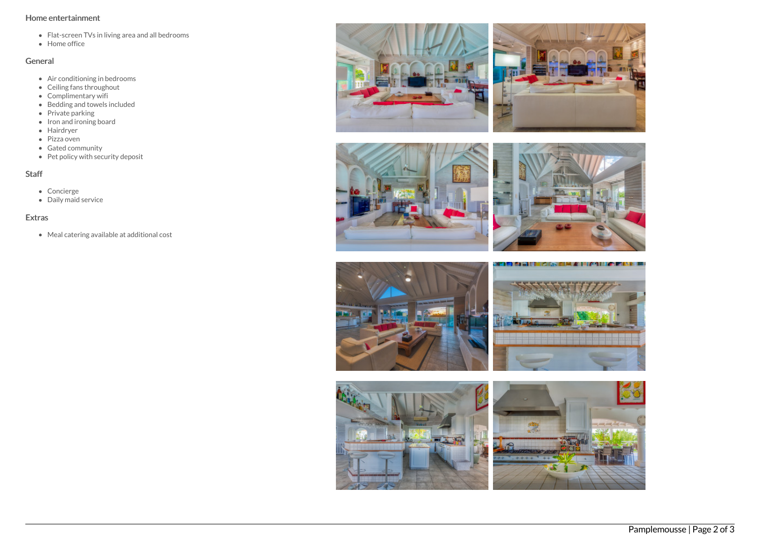## Home entertainment

- Flat-screen TVs in living area and all bedrooms
- Home office

## General

- Air conditioning in bedrooms
- Ceiling fans throughout
- Complimentary wifi
- Bedding and towels included
- Private parking
- Iron and ironing board
- Hairdryer
- Pizza oven
- Gated community
- Pet policy with security deposit

## Staff

- Concierge
- Daily maid service

## Extras

- Meal catering available at additional cost